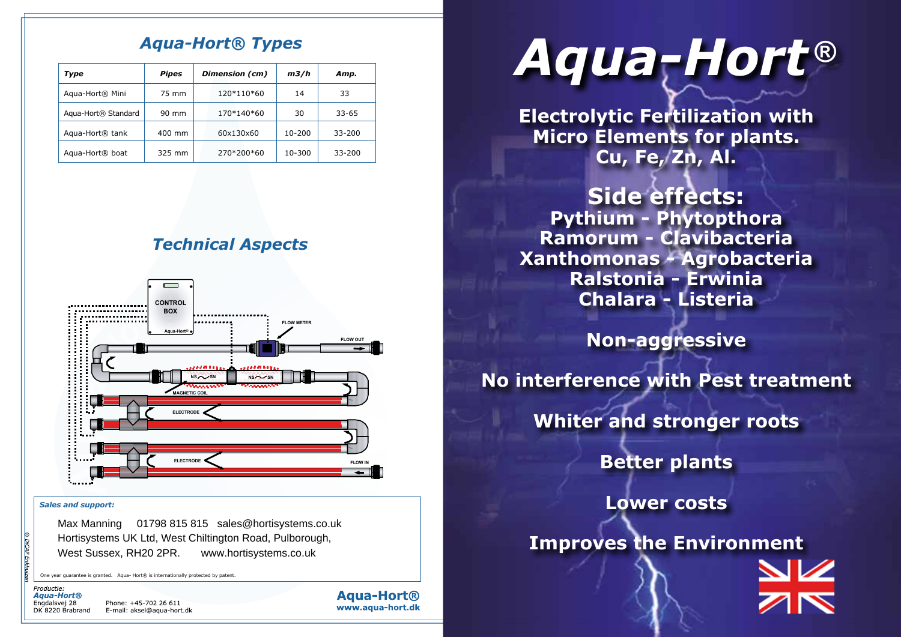## Aqua-Hort® Types

| Type | Pipes | Dimension (cm) | m3/h | Amp. |
|---|---|---|---|---|
| Aqua-Hort® Mini | 75 mm | 120*110*60 | 14 | 33 |
| Aqua-Hort® Standard | 90 mm | 170*140*60 | 30 | 33-65 |
| Aqua-Hort® tank | 400 mm | 60x130x60 | 10-200 | 33-200 |
| Aqua-Hort® boat | 325 mm | 270*200*60 | 10-300 | 33-200 |

## Technical Aspects

CONTROL BOX

Aqua-Hort®

FLOW METER

FLOW OUT

MAGNETIC COIL

ELECTRODE

ELECTRODE

FLOW IN

*Sales and support:*

Max Manning 01798 815 815 sales@hortisystems.co.uk
Hortisystems UK Ltd, West Chiltington Road, Pulborough,
West Sussex, RH20 2PR. www.hortisystems.co.uk

One year guarantee is granted. Aqua- Hort® is internationally protected by patent.

*Productie:*
***Aqua-Hort®***
Engdalsvej 28
DK 8220 Brabrand

Phone: +45-702 26 611
E-mail: aksel@aqua-hort.dk

**Aqua-Hort®**
**www.aqua-hort.dk**

© DICAP Enkhuizen

# Aqua-Hort®

**Electrolytic Fertilization with Micro Elements for plants. Cu, Fe, Zn, Al.**

## Side effects:

**Pythium - Phytopthora**
**Ramorum - Clavibacteria**
**Xanthomonas - Agrobacteria**
**Ralstonia - Erwinia**
**Chalara - Listeria**

**Non-aggressive**

**No interference with Pest treatment**

**Whiter and stronger roots**

**Better plants**

**Lower costs**

**Improves the Environment**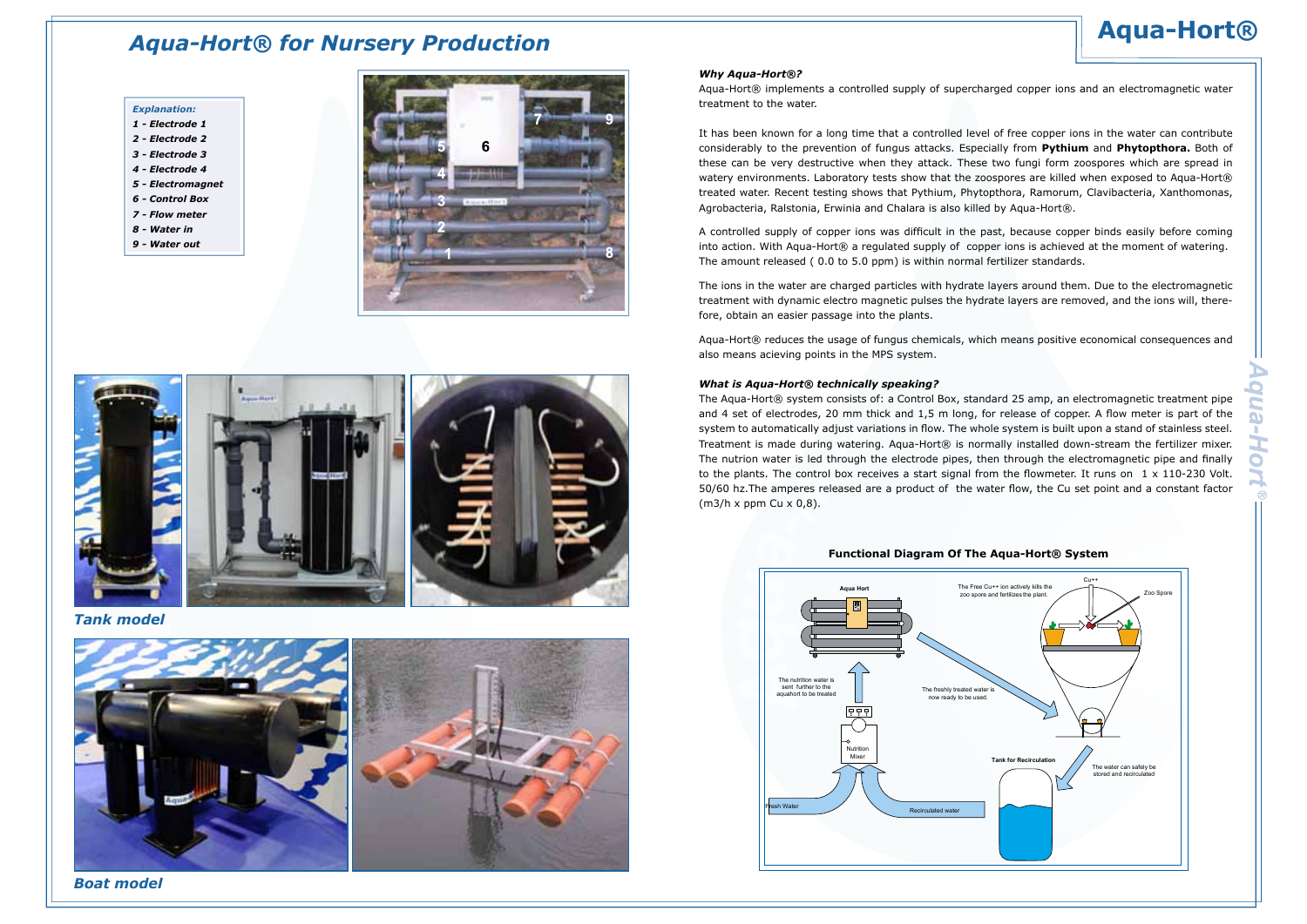# Aqua-Hort® for Nursery Production

*Explanation:*
*1 - Electrode 1*
*2 - Electrode 2*
*3 - Electrode 3*
*4 - Electrode 4*
*5 - Electromagnet*
*6 - Control Box*
*7 - Flow meter*
*8 - Water in*
*9 - Water out*

*Tank model*

*Boat model*

***Why Aqua-Hort®?***

Aqua-Hort® implements a controlled supply of supercharged copper ions and an electromagnetic water treatment to the water.

It has been known for a long time that a controlled level of free copper ions in the water can contribute considerably to the prevention of fungus attacks. Especially from **Pythium** and **Phytopthora.** Both of these can be very destructive when they attack. These two fungi form zoospores which are spread in watery environments. Laboratory tests show that the zoospores are killed when exposed to Aqua-Hort® treated water. Recent testing shows that Pythium, Phytopthora, Ramorum, Clavibacteria, Xanthomonas, Agrobacteria, Ralstonia, Erwinia and Chalara is also killed by Aqua-Hort®.

A controlled supply of copper ions was difficult in the past, because copper binds easily before coming into action. With Aqua-Hort® a regulated supply of copper ions is achieved at the moment of watering. The amount released ( 0.0 to 5.0 ppm) is within normal fertilizer standards.

The ions in the water are charged particles with hydrate layers around them. Due to the electromagnetic treatment with dynamic electro magnetic pulses the hydrate layers are removed, and the ions will, therefore, obtain an easier passage into the plants.

Aqua-Hort® reduces the usage of fungus chemicals, which means positive economical consequences and also means acieving points in the MPS system.

***What is Aqua-Hort® technically speaking?***

The Aqua-Hort® system consists of: a Control Box, standard 25 amp, an electromagnetic treatment pipe and 4 set of electrodes, 20 mm thick and 1,5 m long, for release of copper. A flow meter is part of the system to automatically adjust variations in flow. The whole system is built upon a stand of stainless steel. Treatment is made during watering. Aqua-Hort® is normally installed down-stream the fertilizer mixer. The nutrion water is led through the electrode pipes, then through the electromagnetic pipe and finally to the plants. The control box receives a start signal from the flowmeter. It runs on 1 x 110-230 Volt. 50/60 hz.The amperes released are a product of the water flow, the Cu set point and a constant factor (m3/h x ppm Cu x 0,8).

**Functional Diagram Of The Aqua-Hort® System**

Aqua Hort
The Free Cu++ ion actively kills the zoo spore and fertilizes the plant.
Cu++
Zoo Spore
The nutrition water is sent further to the aquahort to be treated
The freshly treated water is now ready to be used.
Nutrition Mixer
Tank for Recirculation
The water can safely be stored and recirculated
Fresh Water
Recirculated water